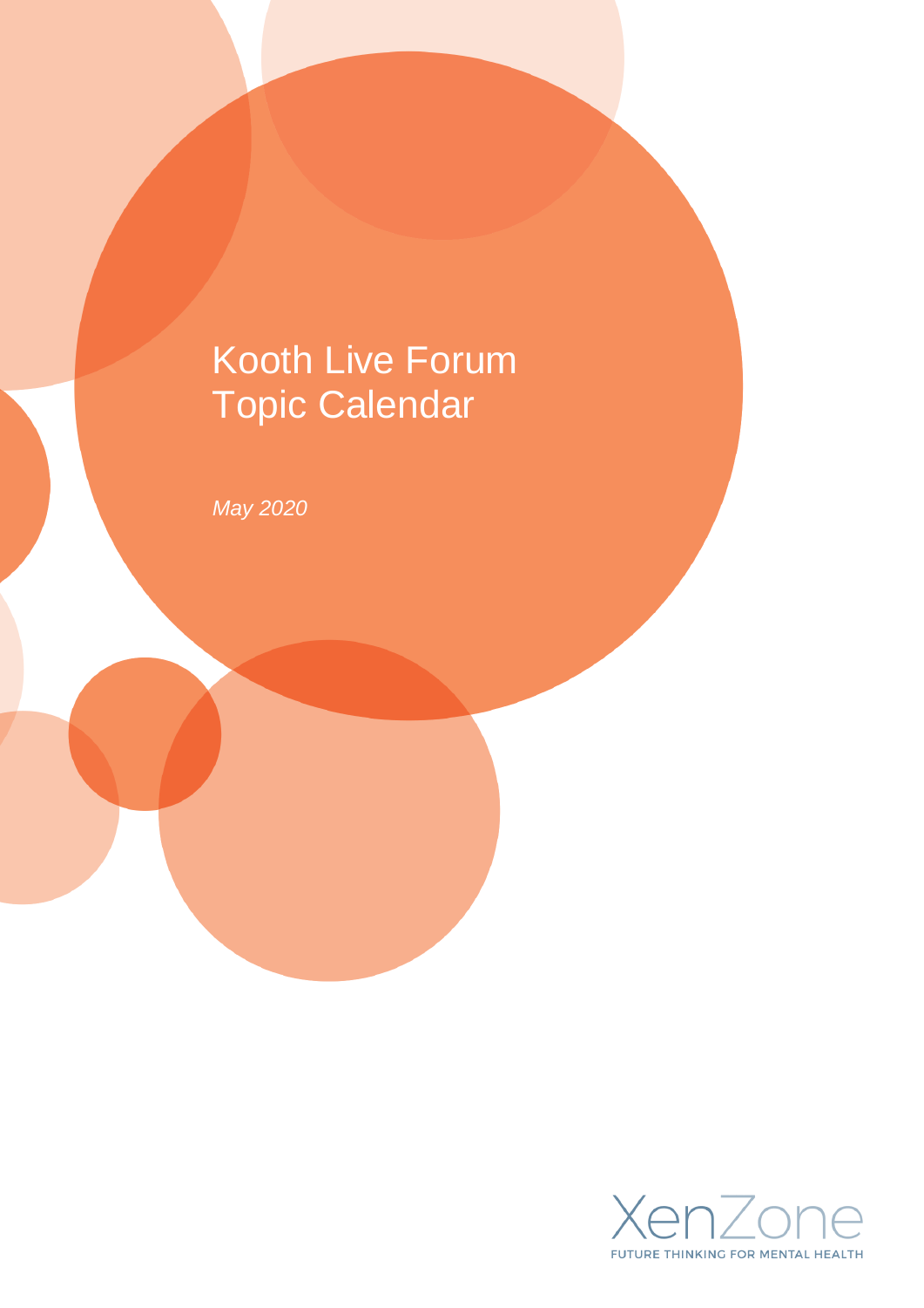# Kooth Live Forum Topic Calendar

*May 2020*

XenZone

FUTURE THINKING FOR MENTAL HEALTH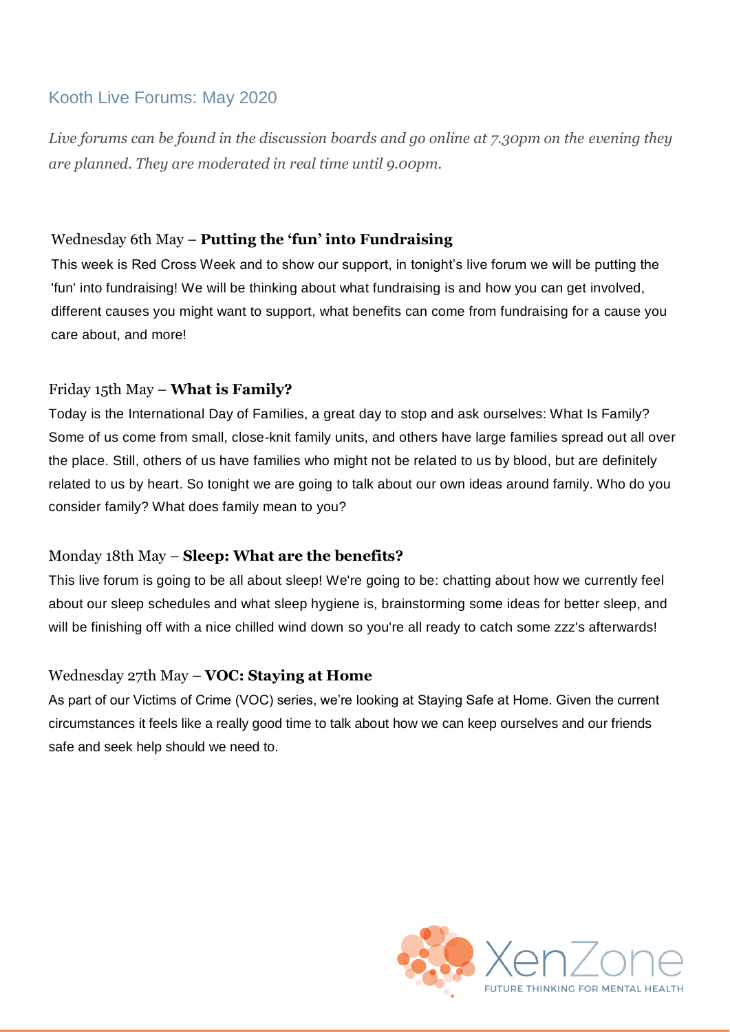## Kooth Live Forums: May 2020

*Live forums can be found in the discussion boards and go online at 7.30pm on the evening they are planned. They are moderated in real time until 9.00pm.*

### Wednesday 6th May – **Putting the 'fun' into Fundraising**

This week is Red Cross Week and to show our support, in tonight's live forum we will be putting the 'fun' into fundraising! We will be thinking about what fundraising is and how you can get involved, different causes you might want to support, what benefits can come from fundraising for a cause you care about, and more!

### Friday 15th May – **What is Family?**

Today is the International Day of Families, a great day to stop and ask ourselves: What Is Family? Some of us come from small, close-knit family units, and others have large families spread out all over the place. Still, others of us have families who might not be related to us by blood, but are definitely related to us by heart. So tonight we are going to talk about our own ideas around family. Who do you consider family? What does family mean to you?

### Monday 18th May – **Sleep: What are the benefits?**

This live forum is going to be all about sleep! We're going to be: chatting about how we currently feel about our sleep schedules and what sleep hygiene is, brainstorming some ideas for better sleep, and will be finishing off with a nice chilled wind down so you're all ready to catch some zzz's afterwards!

### Wednesday 27th May – **VOC: Staying at Home**

As part of our Victims of Crime (VOC) series, we're looking at Staying Safe at Home. Given the current circumstances it feels like a really good time to talk about how we can keep ourselves and our friends safe and seek help should we need to.

XenZone
FUTURE THINKING FOR MENTAL HEALTH